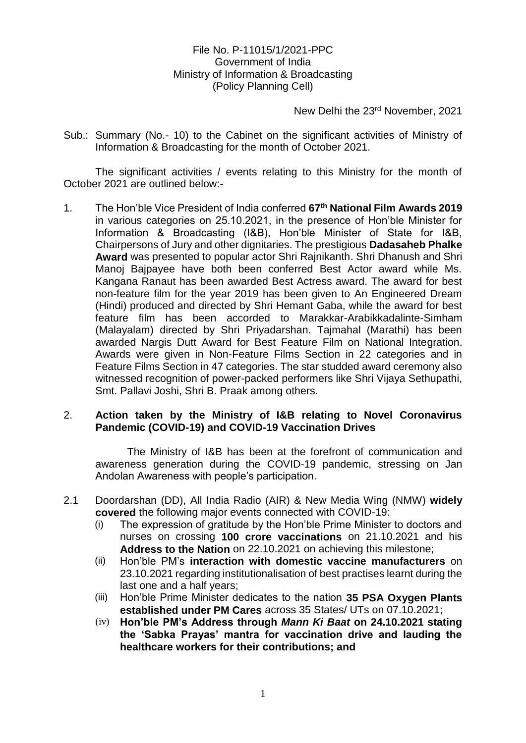File No. P-11015/1/2021-PPC
Government of India
Ministry of Information & Broadcasting
(Policy Planning Cell)

New Delhi the 23rd November, 2021

Sub.: Summary (No.- 10) to the Cabinet on the significant activities of Ministry of Information & Broadcasting for the month of October 2021.

The significant activities / events relating to this Ministry for the month of October 2021 are outlined below:-

1. The Hon'ble Vice President of India conferred **67th National Film Awards 2019** in various categories on 25.10.2021, in the presence of Hon'ble Minister for Information & Broadcasting (I&B), Hon'ble Minister of State for I&B, Chairpersons of Jury and other dignitaries. The prestigious **Dadasaheb Phalke Award** was presented to popular actor Shri Rajnikanth. Shri Dhanush and Shri Manoj Bajpayee have both been conferred Best Actor award while Ms. Kangana Ranaut has been awarded Best Actress award. The award for best non-feature film for the year 2019 has been given to An Engineered Dream (Hindi) produced and directed by Shri Hemant Gaba, while the award for best feature film has been accorded to Marakkar-Arabikkadalinte-Simham (Malayalam) directed by Shri Priyadarshan. Tajmahal (Marathi) has been awarded Nargis Dutt Award for Best Feature Film on National Integration. Awards were given in Non-Feature Films Section in 22 categories and in Feature Films Section in 47 categories. The star studded award ceremony also witnessed recognition of power-packed performers like Shri Vijaya Sethupathi, Smt. Pallavi Joshi, Shri B. Praak among others.

2. **Action taken by the Ministry of I&B relating to Novel Coronavirus Pandemic (COVID-19) and COVID-19 Vaccination Drives**

   The Ministry of I&B has been at the forefront of communication and awareness generation during the COVID-19 pandemic, stressing on Jan Andolan Awareness with people's participation.

2.1 Doordarshan (DD), All India Radio (AIR) & New Media Wing (NMW) **widely covered** the following major events connected with COVID-19:

   (i) The expression of gratitude by the Hon'ble Prime Minister to doctors and nurses on crossing **100 crore vaccinations** on 21.10.2021 and his **Address to the Nation** on 22.10.2021 on achieving this milestone;

   (ii) Hon'ble PM's **interaction with domestic vaccine manufacturers** on 23.10.2021 regarding institutionalisation of best practises learnt during the last one and a half years;

   (iii) Hon'ble Prime Minister dedicates to the nation **35 PSA Oxygen Plants established under PM Cares** across 35 States/ UTs on 07.10.2021;

   (iv) **Hon'ble PM's Address through *Mann Ki Baat* on 24.10.2021 stating the 'Sabka Prayas' mantra for vaccination drive and lauding the healthcare workers for their contributions; and**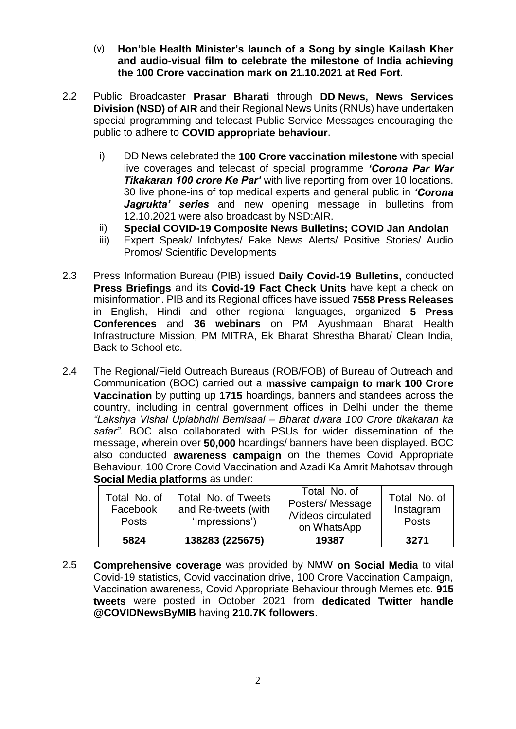(v) **Hon'ble Health Minister's launch of a Song by single Kailash Kher and audio-visual film to celebrate the milestone of India achieving the 100 Crore vaccination mark on 21.10.2021 at Red Fort.**

2.2 Public Broadcaster **Prasar Bharati** through **DD News, News Services Division (NSD) of AIR** and their Regional News Units (RNUs) have undertaken special programming and telecast Public Service Messages encouraging the public to adhere to **COVID appropriate behaviour**.

i) DD News celebrated the **100 Crore vaccination milestone** with special live coverages and telecast of special programme ***'Corona Par War Tikakaran 100 crore Ke Par'*** with live reporting from over 10 locations. 30 live phone-ins of top medical experts and general public in ***'Corona Jagrukta' series*** and new opening message in bulletins from 12.10.2021 were also broadcast by NSD:AIR.

ii) **Special COVID-19 Composite News Bulletins; COVID Jan Andolan**

iii) Expert Speak/ Infobytes/ Fake News Alerts/ Positive Stories/ Audio Promos/ Scientific Developments

2.3 Press Information Bureau (PIB) issued **Daily Covid-19 Bulletins,** conducted **Press Briefings** and its **Covid-19 Fact Check Units** have kept a check on misinformation. PIB and its Regional offices have issued **7558 Press Releases** in English, Hindi and other regional languages, organized **5 Press Conferences** and **36 webinars** on PM Ayushmaan Bharat Health Infrastructure Mission, PM MITRA, Ek Bharat Shrestha Bharat/ Clean India, Back to School etc.

2.4 The Regional/Field Outreach Bureaus (ROB/FOB) of Bureau of Outreach and Communication (BOC) carried out a **massive campaign to mark 100 Crore Vaccination** by putting up **1715** hoardings, banners and standees across the country, including in central government offices in Delhi under the theme *"Lakshya Vishal Uplabhdhi Bemisaal – Bharat dwara 100 Crore tikakaran ka safar".* BOC also collaborated with PSUs for wider dissemination of the message, wherein over **50,000** hoardings/ banners have been displayed. BOC also conducted **awareness campaign** on the themes Covid Appropriate Behaviour, 100 Crore Covid Vaccination and Azadi Ka Amrit Mahotsav through **Social Media platforms** as under:

| Total No. of Facebook Posts | Total No. of Tweets and Re-tweets (with 'Impressions') | Total No. of Posters/ Message /Videos circulated on WhatsApp | Total No. of Instagram Posts |
|---|---|---|---|
| **5824** | **138283 (225675)** | **19387** | **3271** |

2.5 **Comprehensive coverage** was provided by NMW **on Social Media** to vital Covid-19 statistics, Covid vaccination drive, 100 Crore Vaccination Campaign, Vaccination awareness, Covid Appropriate Behaviour through Memes etc. **915 tweets** were posted in October 2021 from **dedicated Twitter handle @COVIDNewsByMIB** having **210.7K followers**.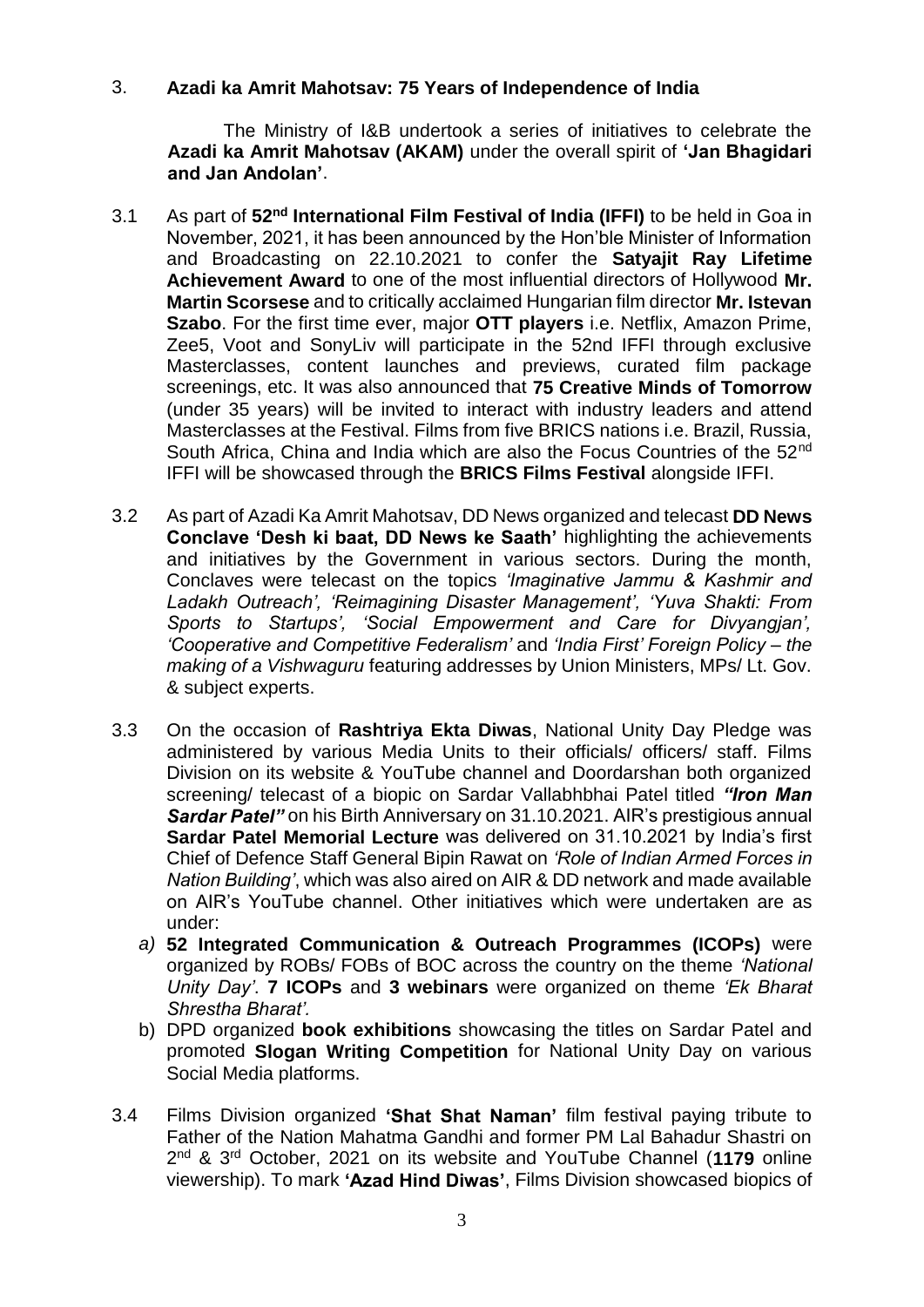## 3. Azadi ka Amrit Mahotsav: 75 Years of Independence of India

The Ministry of I&B undertook a series of initiatives to celebrate the **Azadi ka Amrit Mahotsav (AKAM)** under the overall spirit of **'Jan Bhagidari and Jan Andolan'**.

3.1 As part of **52nd International Film Festival of India (IFFI)** to be held in Goa in November, 2021, it has been announced by the Hon'ble Minister of Information and Broadcasting on 22.10.2021 to confer the **Satyajit Ray Lifetime Achievement Award** to one of the most influential directors of Hollywood **Mr. Martin Scorsese** and to critically acclaimed Hungarian film director **Mr. Istevan Szabo**. For the first time ever, major **OTT players** i.e. Netflix, Amazon Prime, Zee5, Voot and SonyLiv will participate in the 52nd IFFI through exclusive Masterclasses, content launches and previews, curated film package screenings, etc. It was also announced that **75 Creative Minds of Tomorrow** (under 35 years) will be invited to interact with industry leaders and attend Masterclasses at the Festival. Films from five BRICS nations i.e. Brazil, Russia, South Africa, China and India which are also the Focus Countries of the 52nd IFFI will be showcased through the **BRICS Films Festival** alongside IFFI.

3.2 As part of Azadi Ka Amrit Mahotsav, DD News organized and telecast **DD News Conclave 'Desh ki baat, DD News ke Saath'** highlighting the achievements and initiatives by the Government in various sectors. During the month, Conclaves were telecast on the topics *'Imaginative Jammu & Kashmir and Ladakh Outreach', 'Reimagining Disaster Management', 'Yuva Shakti: From Sports to Startups', 'Social Empowerment and Care for Divyangjan', 'Cooperative and Competitive Federalism'* and *'India First' Foreign Policy – the making of a Vishwaguru* featuring addresses by Union Ministers, MPs/ Lt. Gov. & subject experts.

3.3 On the occasion of **Rashtriya Ekta Diwas**, National Unity Day Pledge was administered by various Media Units to their officials/ officers/ staff. Films Division on its website & YouTube channel and Doordarshan both organized screening/ telecast of a biopic on Sardar Vallabhbhai Patel titled ***"Iron Man Sardar Patel"*** on his Birth Anniversary on 31.10.2021. AIR's prestigious annual **Sardar Patel Memorial Lecture** was delivered on 31.10.2021 by India's first Chief of Defence Staff General Bipin Rawat on *'Role of Indian Armed Forces in Nation Building'*, which was also aired on AIR & DD network and made available on AIR's YouTube channel. Other initiatives which were undertaken are as under:

a) **52 Integrated Communication & Outreach Programmes (ICOPs)** were organized by ROBs/ FOBs of BOC across the country on the theme *'National Unity Day'*. **7 ICOPs** and **3 webinars** were organized on theme *'Ek Bharat Shrestha Bharat'.*

b) DPD organized **book exhibitions** showcasing the titles on Sardar Patel and promoted **Slogan Writing Competition** for National Unity Day on various Social Media platforms.

3.4 Films Division organized **'Shat Shat Naman'** film festival paying tribute to Father of the Nation Mahatma Gandhi and former PM Lal Bahadur Shastri on 2nd & 3rd October, 2021 on its website and YouTube Channel (**1179** online viewership). To mark **'Azad Hind Diwas'**, Films Division showcased biopics of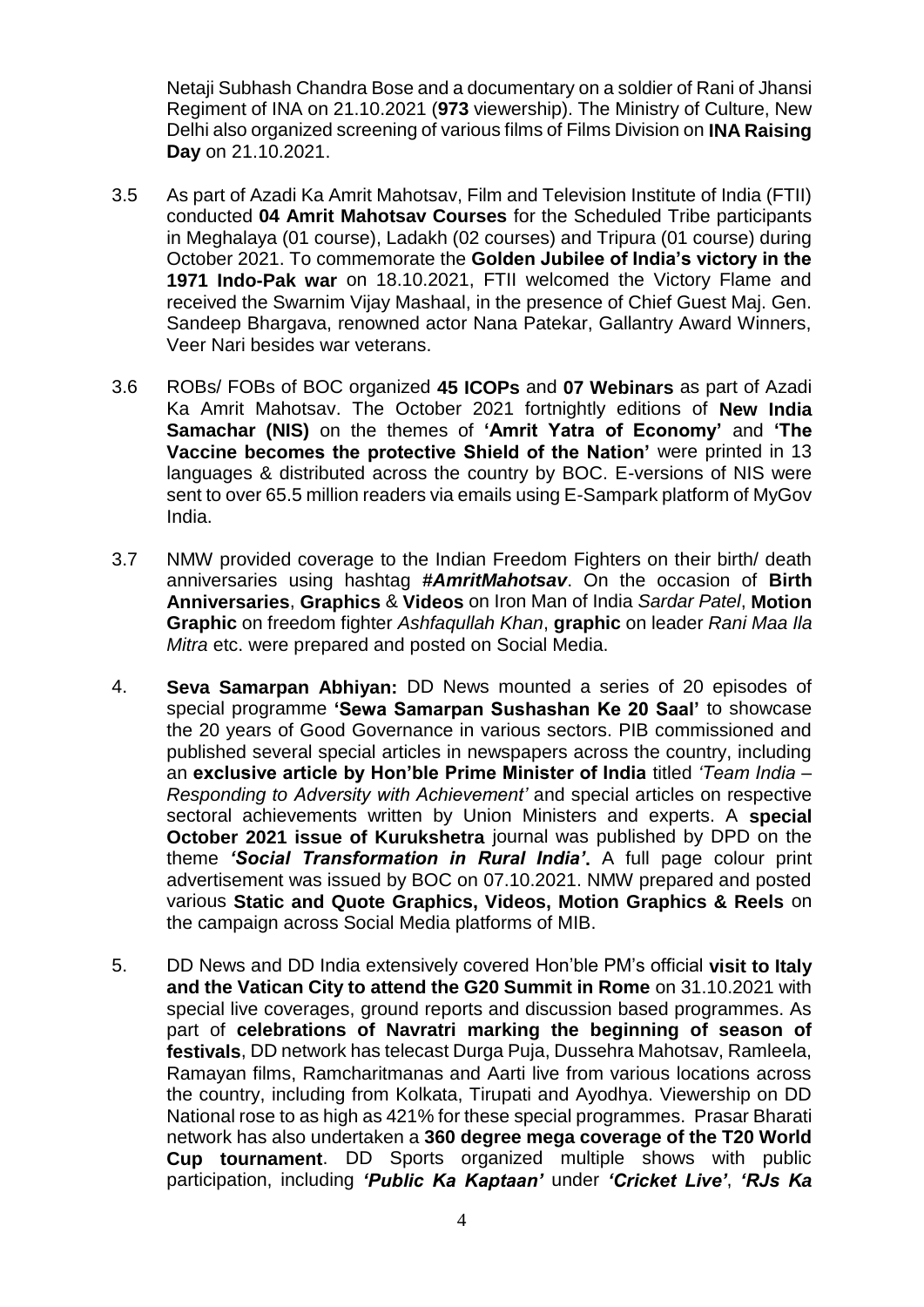Netaji Subhash Chandra Bose and a documentary on a soldier of Rani of Jhansi Regiment of INA on 21.10.2021 (**973** viewership). The Ministry of Culture, New Delhi also organized screening of various films of Films Division on **INA Raising Day** on 21.10.2021.

3.5 As part of Azadi Ka Amrit Mahotsav, Film and Television Institute of India (FTII) conducted **04 Amrit Mahotsav Courses** for the Scheduled Tribe participants in Meghalaya (01 course), Ladakh (02 courses) and Tripura (01 course) during October 2021. To commemorate the **Golden Jubilee of India's victory in the 1971 Indo-Pak war** on 18.10.2021, FTII welcomed the Victory Flame and received the Swarnim Vijay Mashaal, in the presence of Chief Guest Maj. Gen. Sandeep Bhargava, renowned actor Nana Patekar, Gallantry Award Winners, Veer Nari besides war veterans.

3.6 ROBs/ FOBs of BOC organized **45 ICOPs** and **07 Webinars** as part of Azadi Ka Amrit Mahotsav. The October 2021 fortnightly editions of **New India Samachar (NIS)** on the themes of **'Amrit Yatra of Economy'** and **'The Vaccine becomes the protective Shield of the Nation'** were printed in 13 languages & distributed across the country by BOC. E-versions of NIS were sent to over 65.5 million readers via emails using E-Sampark platform of MyGov India.

3.7 NMW provided coverage to the Indian Freedom Fighters on their birth/ death anniversaries using hashtag ***#AmritMahotsav***. On the occasion of **Birth Anniversaries**, **Graphics** & **Videos** on Iron Man of India *Sardar Patel*, **Motion Graphic** on freedom fighter *Ashfaqullah Khan*, **graphic** on leader *Rani Maa Ila Mitra* etc. were prepared and posted on Social Media.

4. **Seva Samarpan Abhiyan:** DD News mounted a series of 20 episodes of special programme **'Sewa Samarpan Sushashan Ke 20 Saal'** to showcase the 20 years of Good Governance in various sectors. PIB commissioned and published several special articles in newspapers across the country, including an **exclusive article by Hon'ble Prime Minister of India** titled *'Team India – Responding to Adversity with Achievement'* and special articles on respective sectoral achievements written by Union Ministers and experts. A **special October 2021 issue of Kurukshetra** journal was published by DPD on the theme ***'Social Transformation in Rural India'***. A full page colour print advertisement was issued by BOC on 07.10.2021. NMW prepared and posted various **Static and Quote Graphics, Videos, Motion Graphics & Reels** on the campaign across Social Media platforms of MIB.

5. DD News and DD India extensively covered Hon'ble PM's official **visit to Italy and the Vatican City to attend the G20 Summit in Rome** on 31.10.2021 with special live coverages, ground reports and discussion based programmes. As part of **celebrations of Navratri marking the beginning of season of festivals**, DD network has telecast Durga Puja, Dussehra Mahotsav, Ramleela, Ramayan films, Ramcharitmanas and Aarti live from various locations across the country, including from Kolkata, Tirupati and Ayodhya. Viewership on DD National rose to as high as 421% for these special programmes. Prasar Bharati network has also undertaken a **360 degree mega coverage of the T20 World Cup tournament**. DD Sports organized multiple shows with public participation, including ***'Public Ka Kaptaan'*** under ***'Cricket Live'***, ***'RJs Ka***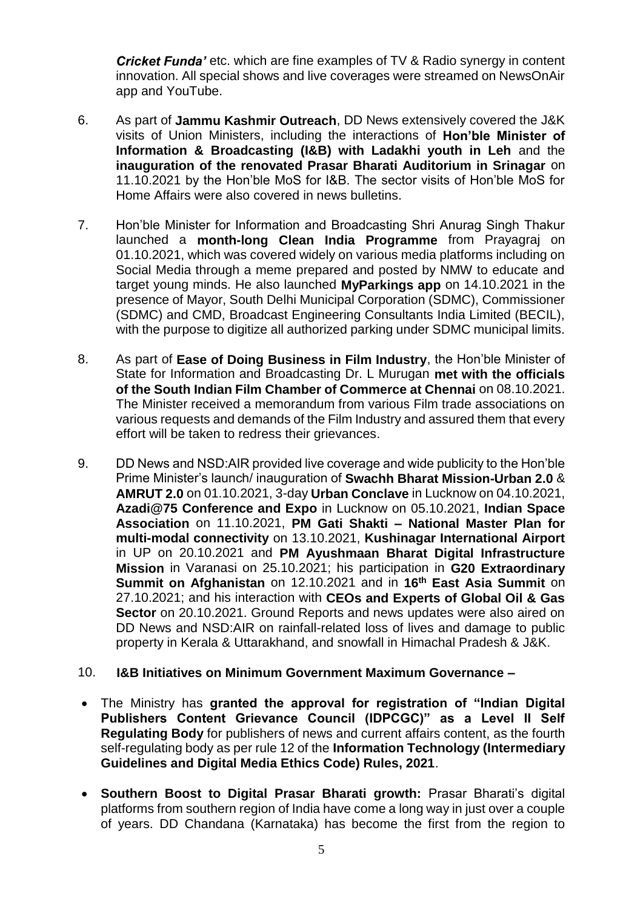***Cricket Funda'*** etc. which are fine examples of TV & Radio synergy in content innovation. All special shows and live coverages were streamed on NewsOnAir app and YouTube.

6. As part of **Jammu Kashmir Outreach**, DD News extensively covered the J&K visits of Union Ministers, including the interactions of **Hon'ble Minister of Information & Broadcasting (I&B) with Ladakhi youth in Leh** and the **inauguration of the renovated Prasar Bharati Auditorium in Srinagar** on 11.10.2021 by the Hon'ble MoS for I&B. The sector visits of Hon'ble MoS for Home Affairs were also covered in news bulletins.

7. Hon'ble Minister for Information and Broadcasting Shri Anurag Singh Thakur launched a **month-long Clean India Programme** from Prayagraj on 01.10.2021, which was covered widely on various media platforms including on Social Media through a meme prepared and posted by NMW to educate and target young minds. He also launched **MyParkings app** on 14.10.2021 in the presence of Mayor, South Delhi Municipal Corporation (SDMC), Commissioner (SDMC) and CMD, Broadcast Engineering Consultants India Limited (BECIL), with the purpose to digitize all authorized parking under SDMC municipal limits.

8. As part of **Ease of Doing Business in Film Industry**, the Hon'ble Minister of State for Information and Broadcasting Dr. L Murugan **met with the officials of the South Indian Film Chamber of Commerce at Chennai** on 08.10.2021. The Minister received a memorandum from various Film trade associations on various requests and demands of the Film Industry and assured them that every effort will be taken to redress their grievances.

9. DD News and NSD:AIR provided live coverage and wide publicity to the Hon'ble Prime Minister's launch/ inauguration of **Swachh Bharat Mission-Urban 2.0** & **AMRUT 2.0** on 01.10.2021, 3-day **Urban Conclave** in Lucknow on 04.10.2021, **Azadi@75 Conference and Expo** in Lucknow on 05.10.2021, **Indian Space Association** on 11.10.2021, **PM Gati Shakti – National Master Plan for multi-modal connectivity** on 13.10.2021, **Kushinagar International Airport** in UP on 20.10.2021 and **PM Ayushmaan Bharat Digital Infrastructure Mission** in Varanasi on 25.10.2021; his participation in **G20 Extraordinary Summit on Afghanistan** on 12.10.2021 and in **16th East Asia Summit** on 27.10.2021; and his interaction with **CEOs and Experts of Global Oil & Gas Sector** on 20.10.2021. Ground Reports and news updates were also aired on DD News and NSD:AIR on rainfall-related loss of lives and damage to public property in Kerala & Uttarakhand, and snowfall in Himachal Pradesh & J&K.

10. **I&B Initiatives on Minimum Government Maximum Governance –**

- The Ministry has **granted the approval for registration of "Indian Digital Publishers Content Grievance Council (IDPCGC)" as a Level II Self Regulating Body** for publishers of news and current affairs content, as the fourth self-regulating body as per rule 12 of the **Information Technology (Intermediary Guidelines and Digital Media Ethics Code) Rules, 2021**.

- **Southern Boost to Digital Prasar Bharati growth:** Prasar Bharati's digital platforms from southern region of India have come a long way in just over a couple of years. DD Chandana (Karnataka) has become the first from the region to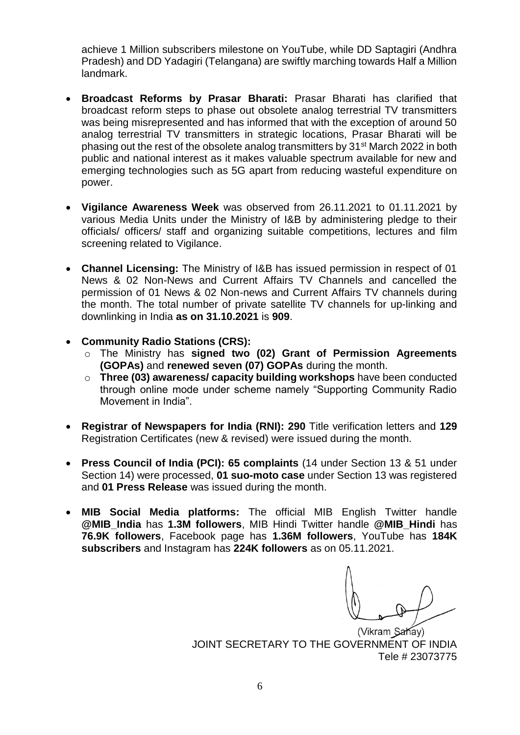achieve 1 Million subscribers milestone on YouTube, while DD Saptagiri (Andhra Pradesh) and DD Yadagiri (Telangana) are swiftly marching towards Half a Million landmark.

- **Broadcast Reforms by Prasar Bharati:** Prasar Bharati has clarified that broadcast reform steps to phase out obsolete analog terrestrial TV transmitters was being misrepresented and has informed that with the exception of around 50 analog terrestrial TV transmitters in strategic locations, Prasar Bharati will be phasing out the rest of the obsolete analog transmitters by 31st March 2022 in both public and national interest as it makes valuable spectrum available for new and emerging technologies such as 5G apart from reducing wasteful expenditure on power.

- **Vigilance Awareness Week** was observed from 26.11.2021 to 01.11.2021 by various Media Units under the Ministry of I&B by administering pledge to their officials/ officers/ staff and organizing suitable competitions, lectures and film screening related to Vigilance.

- **Channel Licensing:** The Ministry of I&B has issued permission in respect of 01 News & 02 Non-News and Current Affairs TV Channels and cancelled the permission of 01 News & 02 Non-news and Current Affairs TV channels during the month. The total number of private satellite TV channels for up-linking and downlinking in India **as on 31.10.2021** is **909**.

- **Community Radio Stations (CRS):**
  - The Ministry has **signed two (02) Grant of Permission Agreements (GOPAs)** and **renewed seven (07) GOPAs** during the month.
  - **Three (03) awareness/ capacity building workshops** have been conducted through online mode under scheme namely “Supporting Community Radio Movement in India”.

- **Registrar of Newspapers for India (RNI): 290** Title verification letters and **129** Registration Certificates (new & revised) were issued during the month.

- **Press Council of India (PCI): 65 complaints** (14 under Section 13 & 51 under Section 14) were processed, **01 suo-moto case** under Section 13 was registered and **01 Press Release** was issued during the month.

- **MIB Social Media platforms:** The official MIB English Twitter handle **@MIB_India** has **1.3M followers**, MIB Hindi Twitter handle **@MIB_Hindi** has **76.9K followers**, Facebook page has **1.36M followers**, YouTube has **184K subscribers** and Instagram has **224K followers** as on 05.11.2021.

(Vikram Sahay)
JOINT SECRETARY TO THE GOVERNMENT OF INDIA
Tele # 23073775